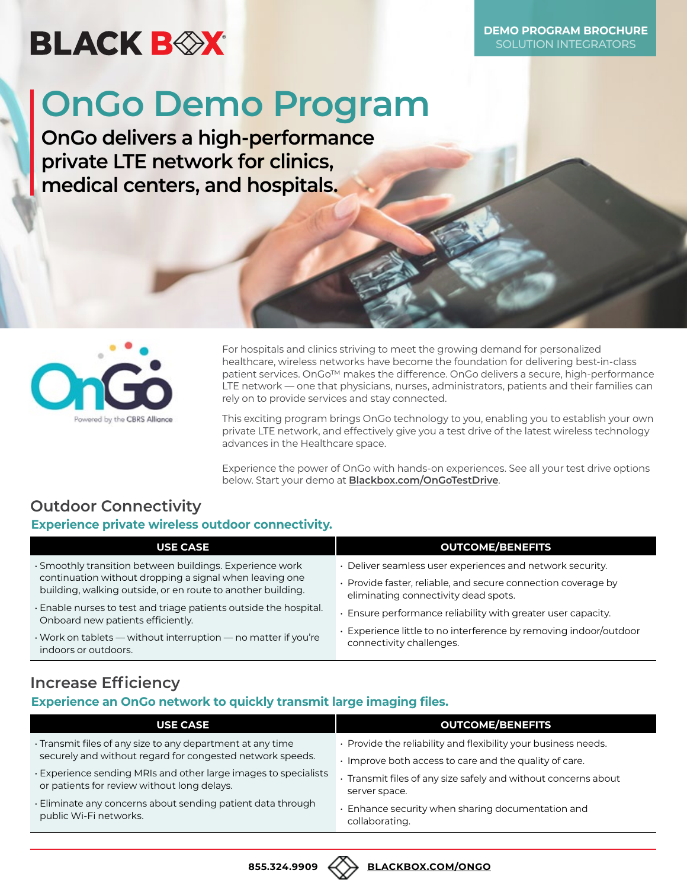BLACK BOX

DEMO PROGRAM BROCHURE
SOLUTION INTEGRATORS

# OnGo Demo Program

## OnGo delivers a high-performance private LTE network for clinics, medical centers, and hospitals.

OnGo
Powered by the CBRS Alliance

For hospitals and clinics striving to meet the growing demand for personalized healthcare, wireless networks have become the foundation for delivering best-in-class patient services. OnGo™ makes the difference. OnGo delivers a secure, high-performance LTE network — one that physicians, nurses, administrators, patients and their families can rely on to provide services and stay connected.

This exciting program brings OnGo technology to you, enabling you to establish your own private LTE network, and effectively give you a test drive of the latest wireless technology advances in the Healthcare space.

Experience the power of OnGo with hands-on experiences. See all your test drive options below. Start your demo at **Blackbox.com/OnGoTestDrive**.

## Outdoor Connectivity

### Experience private wireless outdoor connectivity.

| USE CASE | OUTCOME/BENEFITS |
|---|---|
| · Smoothly transition between buildings. Experience work continuation without dropping a signal when leaving one building, walking outside, or en route to another building.<br>· Enable nurses to test and triage patients outside the hospital. Onboard new patients efficiently.<br>· Work on tablets — without interruption — no matter if you're indoors or outdoors. | · Deliver seamless user experiences and network security.<br>· Provide faster, reliable, and secure connection coverage by eliminating connectivity dead spots.<br>· Ensure performance reliability with greater user capacity.<br>· Experience little to no interference by removing indoor/outdoor connectivity challenges. |

## Increase Efficiency

### Experience an OnGo network to quickly transmit large imaging files.

| USE CASE | OUTCOME/BENEFITS |
|---|---|
| · Transmit files of any size to any department at any time securely and without regard for congested network speeds.<br>· Experience sending MRIs and other large images to specialists or patients for review without long delays.<br>· Eliminate any concerns about sending patient data through public Wi-Fi networks. | · Provide the reliability and flexibility your business needs.<br>· Improve both access to care and the quality of care.<br>· Transmit files of any size safely and without concerns about server space.<br>· Enhance security when sharing documentation and collaborating. |

855.324.9909 **BLACKBOX.COM/ONGO**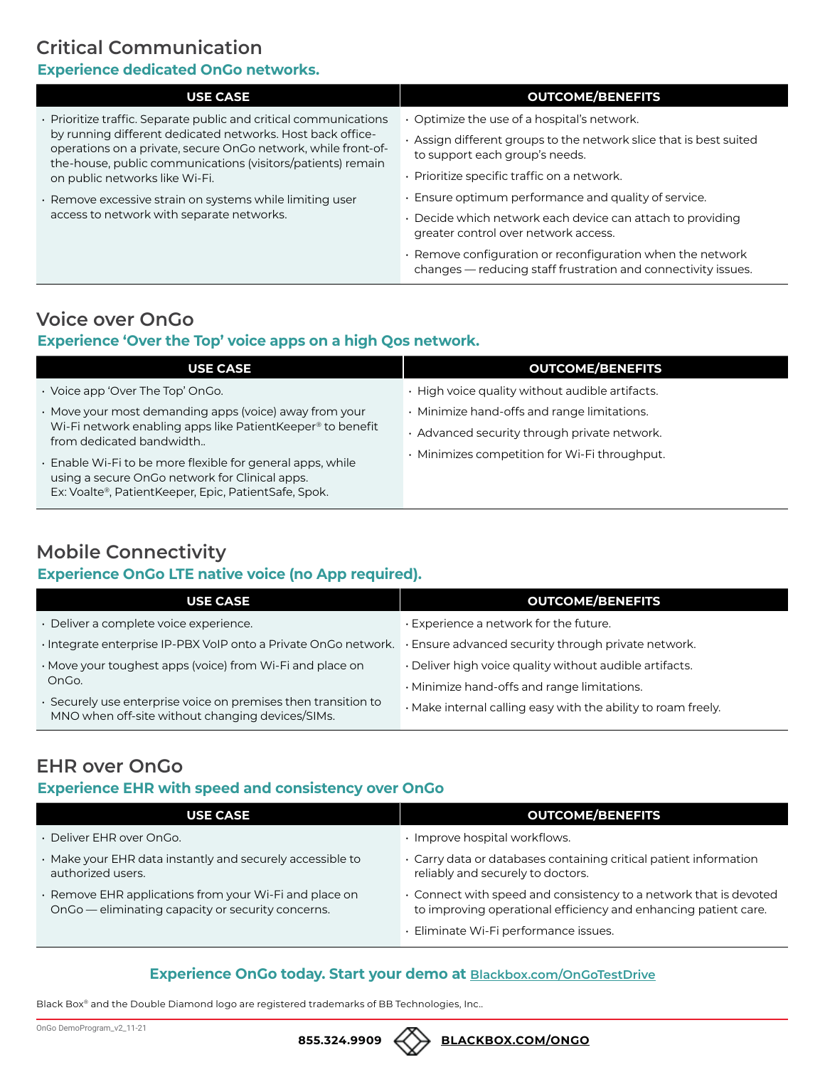## Critical Communication

### Experience dedicated OnGo networks.

| USE CASE | OUTCOME/BENEFITS |
|---|---|
| • Prioritize traffic. Separate public and critical communications by running different dedicated networks. Host back office-operations on a private, secure OnGo network, while front-of-the-house, public communications (visitors/patients) remain on public networks like Wi-Fi.<br>• Remove excessive strain on systems while limiting user access to network with separate networks. | • Optimize the use of a hospital's network.<br>• Assign different groups to the network slice that is best suited to support each group's needs.<br>• Prioritize specific traffic on a network.<br>• Ensure optimum performance and quality of service.<br>• Decide which network each device can attach to providing greater control over network access.<br>• Remove configuration or reconfiguration when the network changes — reducing staff frustration and connectivity issues. |

## Voice over OnGo

### Experience 'Over the Top' voice apps on a high Qos network.

| USE CASE | OUTCOME/BENEFITS |
|---|---|
| • Voice app 'Over The Top' OnGo.<br>• Move your most demanding apps (voice) away from your Wi-Fi network enabling apps like PatientKeeper® to benefit from dedicated bandwidth..<br>• Enable Wi-Fi to be more flexible for general apps, while using a secure OnGo network for Clinical apps. Ex: Voalte®, PatientKeeper, Epic, PatientSafe, Spok. | • High voice quality without audible artifacts.<br>• Minimize hand-offs and range limitations.<br>• Advanced security through private network.<br>• Minimizes competition for Wi-Fi throughput. |

## Mobile Connectivity

### Experience OnGo LTE native voice (no App required).

| USE CASE | OUTCOME/BENEFITS |
|---|---|
| • Deliver a complete voice experience.<br>• Integrate enterprise IP-PBX VoIP onto a Private OnGo network.<br>• Move your toughest apps (voice) from Wi-Fi and place on OnGo.<br>• Securely use enterprise voice on premises then transition to MNO when off-site without changing devices/SIMs. | • Experience a network for the future.<br>• Ensure advanced security through private network.<br>• Deliver high voice quality without audible artifacts.<br>• Minimize hand-offs and range limitations.<br>• Make internal calling easy with the ability to roam freely. |

## EHR over OnGo

### Experience EHR with speed and consistency over OnGo

| USE CASE | OUTCOME/BENEFITS |
|---|---|
| • Deliver EHR over OnGo.<br>• Make your EHR data instantly and securely accessible to authorized users.<br>• Remove EHR applications from your Wi-Fi and place on OnGo — eliminating capacity or security concerns. | • Improve hospital workflows.<br>• Carry data or databases containing critical patient information reliably and securely to doctors.<br>• Connect with speed and consistency to a network that is devoted to improving operational efficiency and enhancing patient care.<br>• Eliminate Wi-Fi performance issues. |

**Experience OnGo today. Start your demo at [Blackbox.com/OnGoTestDrive](Blackbox.com/OnGoTestDrive)**

Black Box® and the Double Diamond logo are registered trademarks of BB Technologies, Inc..

OnGo DemoProgram_v2_11-21

855.324.9909 BLACKBOX.COM/ONGO